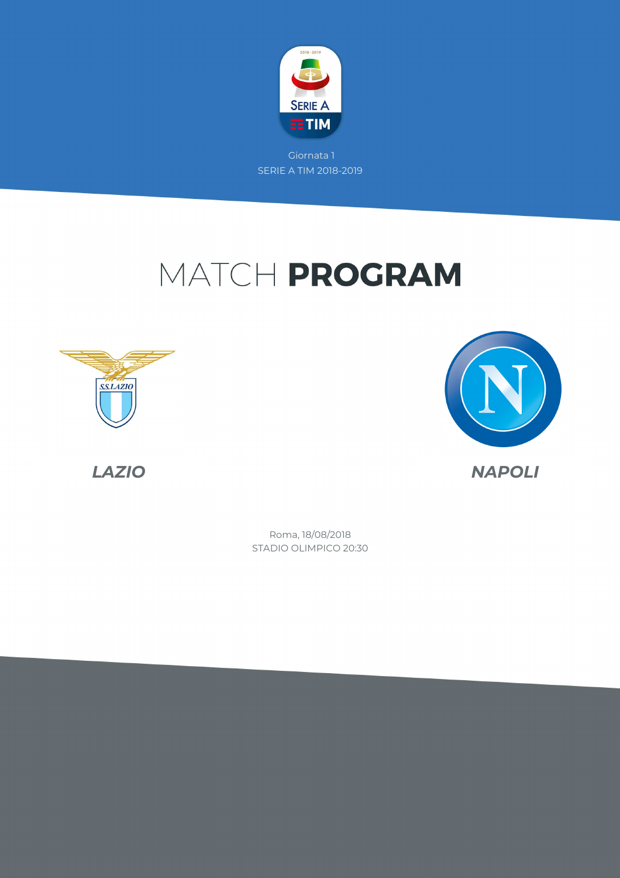Giornata 1

SERIE A TIM 2018-2019

# MATCH **PROGRAM**

***LAZIO***

***NAPOLI***

Roma, 18/08/2018

STADIO OLIMPICO 20:30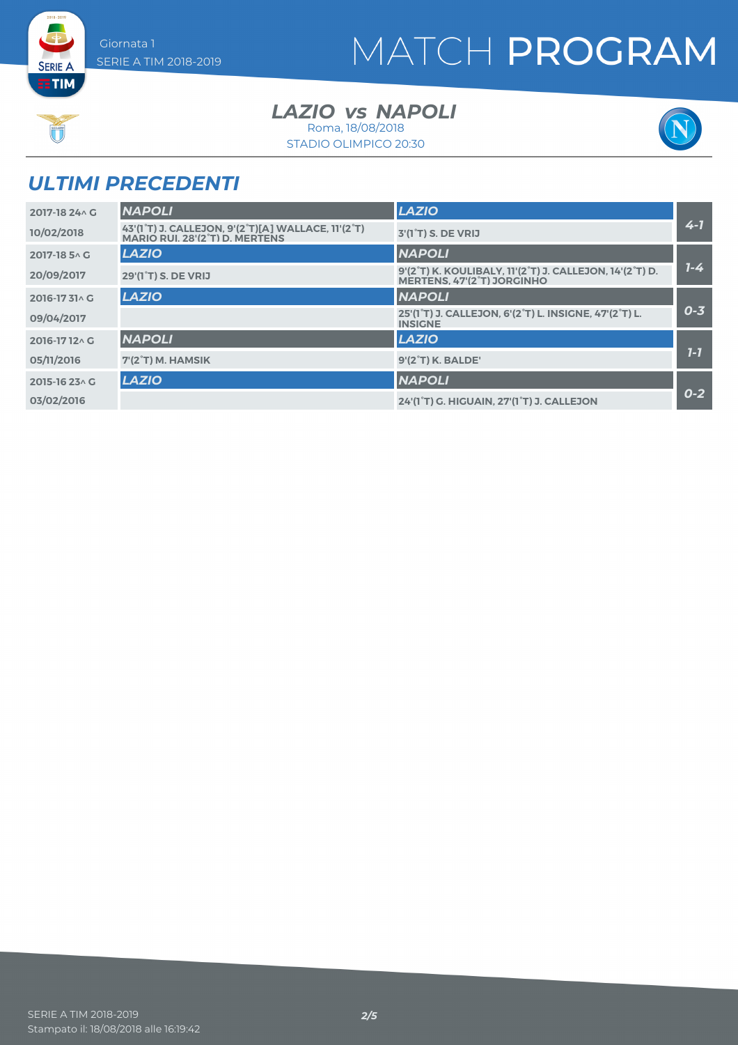# MATCH PROGRAM

Giornata 1
SERIE A TIM 2018-2019

## LAZIO vs NAPOLI

Roma, 18/08/2018
STADIO OLIMPICO 20:30

## ULTIMI PRECEDENTI

| Stagione / Data | Casa | Ospite | Risultato |
|---|---|---|---|
| 2017-18 24^ G | NAPOLI | LAZIO | 4-1 |
| 10/02/2018 | 43'(1°T) J. CALLEJON, 9'(2°T)[A] WALLACE, 11'(2°T) MARIO RUI, 28'(2°T) D. MERTENS | 3'(1°T) S. DE VRIJ | |
| 2017-18 5^ G | LAZIO | NAPOLI | 1-4 |
| 20/09/2017 | 29'(1°T) S. DE VRIJ | 9'(2°T) K. KOULIBALY, 11'(2°T) J. CALLEJON, 14'(2°T) D. MERTENS, 47'(2°T) JORGINHO | |
| 2016-17 31^ G | LAZIO | NAPOLI | 0-3 |
| 09/04/2017 | | 25'(1°T) J. CALLEJON, 6'(2°T) L. INSIGNE, 47'(2°T) L. INSIGNE | |
| 2016-17 12^ G | NAPOLI | LAZIO | 1-1 |
| 05/11/2016 | 7'(2°T) M. HAMSIK | 9'(2°T) K. BALDE' | |
| 2015-16 23^ G | LAZIO | NAPOLI | 0-2 |
| 03/02/2016 | | 24'(1°T) G. HIGUAIN, 27'(1°T) J. CALLEJON | |

SERIE A TIM 2018-2019
Stampato il: 18/08/2018 alle 16:19:42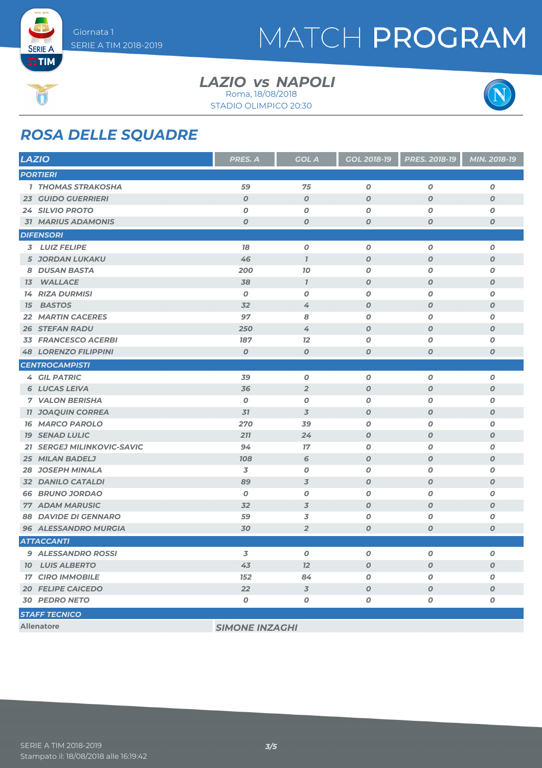# MATCH PROGRAM

Giornata 1
SERIE A TIM 2018-2019

## LAZIO vs NAPOLI

Roma, 18/08/2018
STADIO OLIMPICO 20:30

## ROSA DELLE SQUADRE

| LAZIO | PRES. A | GOL A | GOL 2018-19 | PRES. 2018-19 | MIN. 2018-19 |
|---|---|---|---|---|---|
| **PORTIERI** | | | | | |
| 1 THOMAS STRAKOSHA | 59 | 75 | 0 | 0 | 0 |
| 23 GUIDO GUERRIERI | 0 | 0 | 0 | 0 | 0 |
| 24 SILVIO PROTO | 0 | 0 | 0 | 0 | 0 |
| 31 MARIUS ADAMONIS | 0 | 0 | 0 | 0 | 0 |
| **DIFENSORI** | | | | | |
| 3 LUIZ FELIPE | 18 | 0 | 0 | 0 | 0 |
| 5 JORDAN LUKAKU | 46 | 1 | 0 | 0 | 0 |
| 8 DUSAN BASTA | 200 | 10 | 0 | 0 | 0 |
| 13 WALLACE | 38 | 1 | 0 | 0 | 0 |
| 14 RIZA DURMISI | 0 | 0 | 0 | 0 | 0 |
| 15 BASTOS | 32 | 4 | 0 | 0 | 0 |
| 22 MARTIN CACERES | 97 | 8 | 0 | 0 | 0 |
| 26 STEFAN RADU | 250 | 4 | 0 | 0 | 0 |
| 33 FRANCESCO ACERBI | 187 | 12 | 0 | 0 | 0 |
| 48 LORENZO FILIPPINI | 0 | 0 | 0 | 0 | 0 |
| **CENTROCAMPISTI** | | | | | |
| 4 GIL PATRIC | 39 | 0 | 0 | 0 | 0 |
| 6 LUCAS LEIVA | 36 | 2 | 0 | 0 | 0 |
| 7 VALON BERISHA | 0 | 0 | 0 | 0 | 0 |
| 11 JOAQUIN CORREA | 31 | 3 | 0 | 0 | 0 |
| 16 MARCO PAROLO | 270 | 39 | 0 | 0 | 0 |
| 19 SENAD LULIC | 211 | 24 | 0 | 0 | 0 |
| 21 SERGEJ MILINKOVIC-SAVIC | 94 | 17 | 0 | 0 | 0 |
| 25 MILAN BADELJ | 108 | 6 | 0 | 0 | 0 |
| 28 JOSEPH MINALA | 3 | 0 | 0 | 0 | 0 |
| 32 DANILO CATALDI | 89 | 3 | 0 | 0 | 0 |
| 66 BRUNO JORDAO | 0 | 0 | 0 | 0 | 0 |
| 77 ADAM MARUSIC | 32 | 3 | 0 | 0 | 0 |
| 88 DAVIDE DI GENNARO | 59 | 3 | 0 | 0 | 0 |
| 96 ALESSANDRO MURGIA | 30 | 2 | 0 | 0 | 0 |
| **ATTACCANTI** | | | | | |
| 9 ALESSANDRO ROSSI | 3 | 0 | 0 | 0 | 0 |
| 10 LUIS ALBERTO | 43 | 12 | 0 | 0 | 0 |
| 17 CIRO IMMOBILE | 152 | 84 | 0 | 0 | 0 |
| 20 FELIPE CAICEDO | 22 | 3 | 0 | 0 | 0 |
| 30 PEDRO NETO | 0 | 0 | 0 | 0 | 0 |
| **STAFF TECNICO** | | | | | |
| Allenatore | SIMONE INZAGHI | | | | |

SERIE A TIM 2018-2019
Stampato il: 18/08/2018 alle 16:19:42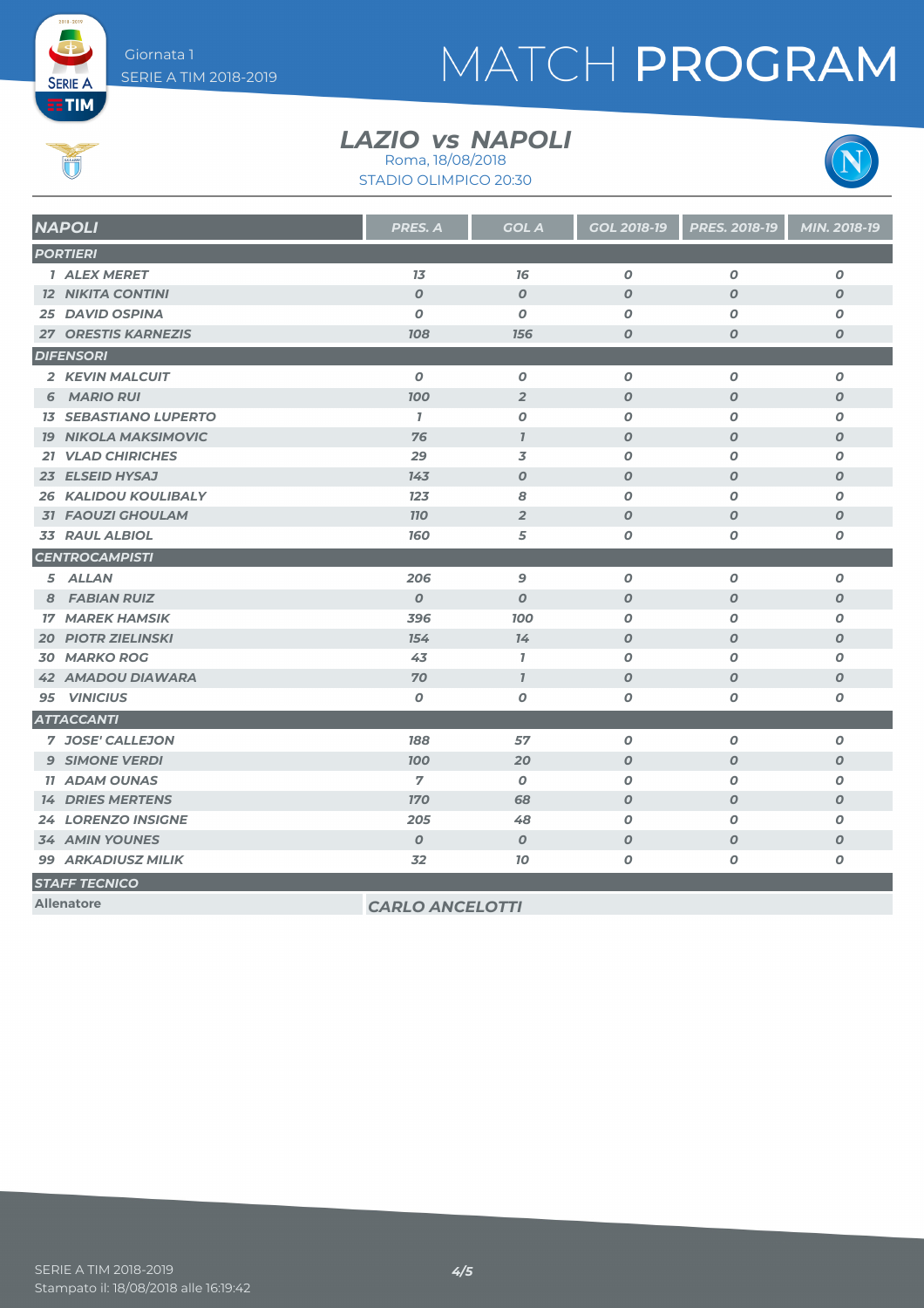# MATCH PROGRAM

Giornata 1
SERIE A TIM 2018-2019

## LAZIO vs NAPOLI

Roma, 18/08/2018
STADIO OLIMPICO 20:30

| NAPOLI | PRES. A | GOL A | GOL 2018-19 | PRES. 2018-19 | MIN. 2018-19 |
|---|---|---|---|---|---|
| **PORTIERI** | | | | | |
| 1 ALEX MERET | 13 | 16 | 0 | 0 | 0 |
| 12 NIKITA CONTINI | 0 | 0 | 0 | 0 | 0 |
| 25 DAVID OSPINA | 0 | 0 | 0 | 0 | 0 |
| 27 ORESTIS KARNEZIS | 108 | 156 | 0 | 0 | 0 |
| **DIFENSORI** | | | | | |
| 2 KEVIN MALCUIT | 0 | 0 | 0 | 0 | 0 |
| 6 MARIO RUI | 100 | 2 | 0 | 0 | 0 |
| 13 SEBASTIANO LUPERTO | 1 | 0 | 0 | 0 | 0 |
| 19 NIKOLA MAKSIMOVIC | 76 | 1 | 0 | 0 | 0 |
| 21 VLAD CHIRICHES | 29 | 3 | 0 | 0 | 0 |
| 23 ELSEID HYSAJ | 143 | 0 | 0 | 0 | 0 |
| 26 KALIDOU KOULIBALY | 123 | 8 | 0 | 0 | 0 |
| 31 FAOUZI GHOULAM | 110 | 2 | 0 | 0 | 0 |
| 33 RAUL ALBIOL | 160 | 5 | 0 | 0 | 0 |
| **CENTROCAMPISTI** | | | | | |
| 5 ALLAN | 206 | 9 | 0 | 0 | 0 |
| 8 FABIAN RUIZ | 0 | 0 | 0 | 0 | 0 |
| 17 MAREK HAMSIK | 396 | 100 | 0 | 0 | 0 |
| 20 PIOTR ZIELINSKI | 154 | 14 | 0 | 0 | 0 |
| 30 MARKO ROG | 43 | 1 | 0 | 0 | 0 |
| 42 AMADOU DIAWARA | 70 | 1 | 0 | 0 | 0 |
| 95 VINICIUS | 0 | 0 | 0 | 0 | 0 |
| **ATTACCANTI** | | | | | |
| 7 JOSE' CALLEJON | 188 | 57 | 0 | 0 | 0 |
| 9 SIMONE VERDI | 100 | 20 | 0 | 0 | 0 |
| 11 ADAM OUNAS | 7 | 0 | 0 | 0 | 0 |
| 14 DRIES MERTENS | 170 | 68 | 0 | 0 | 0 |
| 24 LORENZO INSIGNE | 205 | 48 | 0 | 0 | 0 |
| 34 AMIN YOUNES | 0 | 0 | 0 | 0 | 0 |
| 99 ARKADIUSZ MILIK | 32 | 10 | 0 | 0 | 0 |
| **STAFF TECNICO** | | | | | |
| Allenatore | CARLO ANCELOTTI | | | | |

SERIE A TIM 2018-2019
Stampato il: 18/08/2018 alle 16:19:42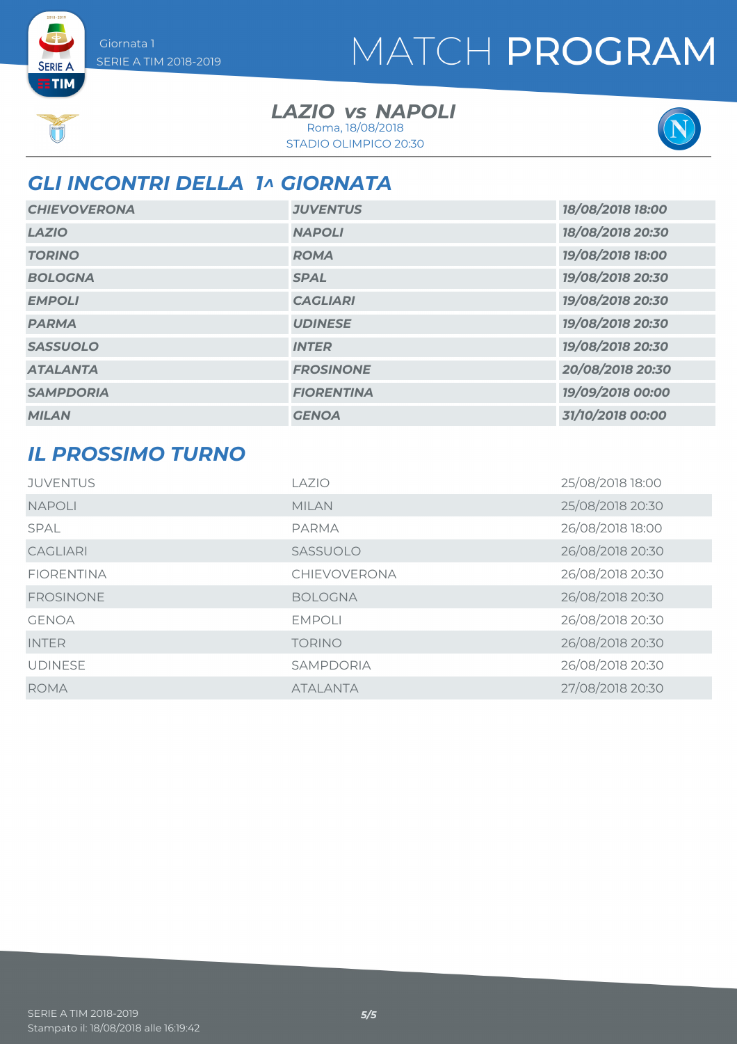Giornata 1
SERIE A TIM 2018-2019

# MATCH PROGRAM

**LAZIO vs NAPOLI**
Roma, 18/08/2018
STADIO OLIMPICO 20:30

## GLI INCONTRI DELLA 1^ GIORNATA

| | | |
|---|---|---|
| CHIEVOVERONA | JUVENTUS | 18/08/2018 18:00 |
| LAZIO | NAPOLI | 18/08/2018 20:30 |
| TORINO | ROMA | 19/08/2018 18:00 |
| BOLOGNA | SPAL | 19/08/2018 20:30 |
| EMPOLI | CAGLIARI | 19/08/2018 20:30 |
| PARMA | UDINESE | 19/08/2018 20:30 |
| SASSUOLO | INTER | 19/08/2018 20:30 |
| ATALANTA | FROSINONE | 20/08/2018 20:30 |
| SAMPDORIA | FIORENTINA | 19/09/2018 00:00 |
| MILAN | GENOA | 31/10/2018 00:00 |

## IL PROSSIMO TURNO

| | | |
|---|---|---|
| JUVENTUS | LAZIO | 25/08/2018 18:00 |
| NAPOLI | MILAN | 25/08/2018 20:30 |
| SPAL | PARMA | 26/08/2018 18:00 |
| CAGLIARI | SASSUOLO | 26/08/2018 20:30 |
| FIORENTINA | CHIEVOVERONA | 26/08/2018 20:30 |
| FROSINONE | BOLOGNA | 26/08/2018 20:30 |
| GENOA | EMPOLI | 26/08/2018 20:30 |
| INTER | TORINO | 26/08/2018 20:30 |
| UDINESE | SAMPDORIA | 26/08/2018 20:30 |
| ROMA | ATALANTA | 27/08/2018 20:30 |

SERIE A TIM 2018-2019
Stampato il: 18/08/2018 alle 16:19:42